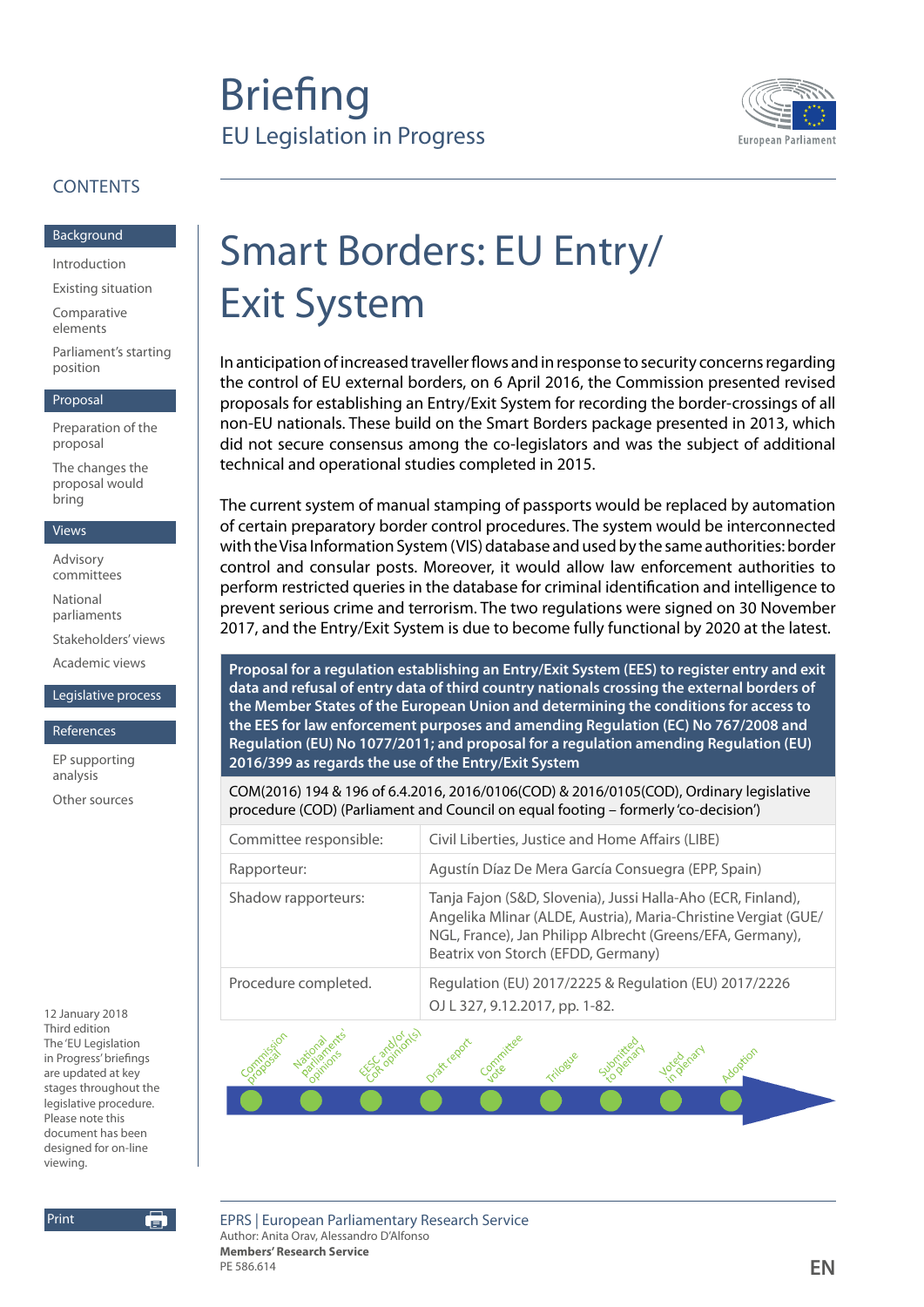# Briefing

EU Legislation in Progress

## CONTENTS

**Background**

- Introduction
- Existing situation
- Comparative elements
- Parliament's starting position

**Proposal**

- Preparation of the proposal
- The changes the proposal would bring

**Views**

- Advisory committees
- National parliaments
- Stakeholders' views
- Academic views

**Legislative process**

**References**

- EP supporting analysis
- Other sources

# Smart Borders: EU Entry/ Exit System

In anticipation of increased traveller flows and in response to security concerns regarding the control of EU external borders, on 6 April 2016, the Commission presented revised proposals for establishing an Entry/Exit System for recording the border-crossings of all non-EU nationals. These build on the Smart Borders package presented in 2013, which did not secure consensus among the co-legislators and was the subject of additional technical and operational studies completed in 2015.

The current system of manual stamping of passports would be replaced by automation of certain preparatory border control procedures. The system would be interconnected with the Visa Information System (VIS) database and used by the same authorities: border control and consular posts. Moreover, it would allow law enforcement authorities to perform restricted queries in the database for criminal identification and intelligence to prevent serious crime and terrorism. The two regulations were signed on 30 November 2017, and the Entry/Exit System is due to become fully functional by 2020 at the latest.

**Proposal for a regulation establishing an Entry/Exit System (EES) to register entry and exit data and refusal of entry data of third country nationals crossing the external borders of the Member States of the European Union and determining the conditions for access to the EES for law enforcement purposes and amending Regulation (EC) No 767/2008 and Regulation (EU) No 1077/2011; and proposal for a regulation amending Regulation (EU) 2016/399 as regards the use of the Entry/Exit System**

COM(2016) 194 & 196 of 6.4.2016, 2016/0106(COD) & 2016/0105(COD), Ordinary legislative procedure (COD) (Parliament and Council on equal footing – formerly 'co-decision')

| | |
|---|---|
| Committee responsible: | Civil Liberties, Justice and Home Affairs (LIBE) |
| Rapporteur: | Agustín Díaz De Mera García Consuegra (EPP, Spain) |
| Shadow rapporteurs: | Tanja Fajon (S&D, Slovenia), Jussi Halla-Aho (ECR, Finland), Angelika Mlinar (ALDE, Austria), Maria-Christine Vergiat (GUE/NGL, France), Jan Philipp Albrecht (Greens/EFA, Germany), Beatrix von Storch (EFDD, Germany) |
| Procedure completed. | Regulation (EU) 2017/2225 & Regulation (EU) 2017/2226<br>OJ L 327, 9.12.2017, pp. 1-82. |

Commission proposal → National parliaments' opinions → EESC and/or CoR opinion(s) → Draft report → Committee vote → Trilogue → Submitted to plenary → Voted in plenary → Adoption

12 January 2018
Third edition
The 'EU Legislation in Progress' briefings are updated at key stages throughout the legislative procedure.
Please note this document has been designed for on-line viewing.

EPRS | European Parliamentary Research Service
Author: Anita Orav, Alessandro D'Alfonso
**Members' Research Service**
PE 586.614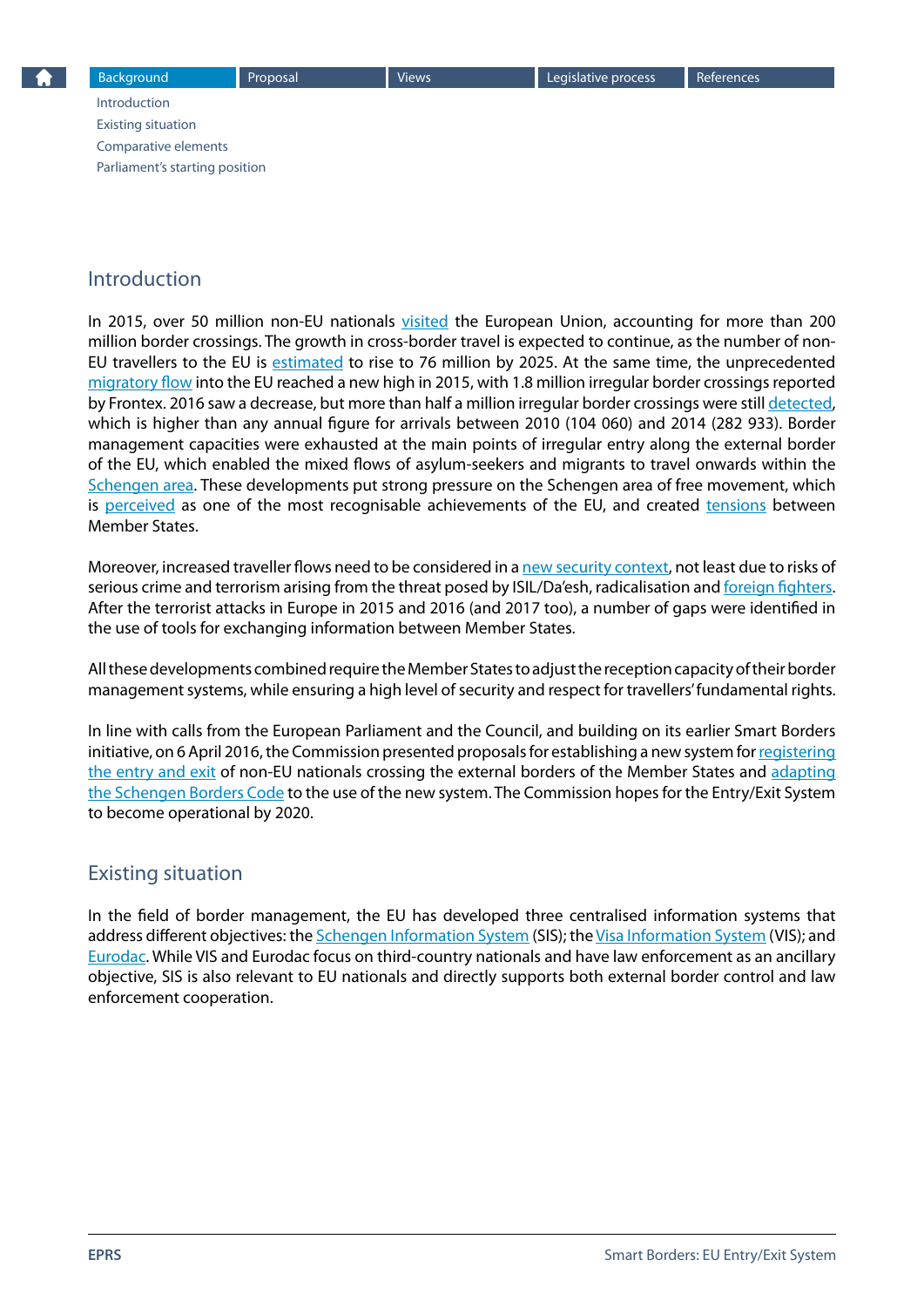## Introduction

In 2015, over 50 million non-EU nationals visited the European Union, accounting for more than 200 million border crossings. The growth in cross-border travel is expected to continue, as the number of non-EU travellers to the EU is estimated to rise to 76 million by 2025. At the same time, the unprecedented migratory flow into the EU reached a new high in 2015, with 1.8 million irregular border crossings reported by Frontex. 2016 saw a decrease, but more than half a million irregular border crossings were still detected, which is higher than any annual figure for arrivals between 2010 (104 060) and 2014 (282 933). Border management capacities were exhausted at the main points of irregular entry along the external border of the EU, which enabled the mixed flows of asylum-seekers and migrants to travel onwards within the Schengen area. These developments put strong pressure on the Schengen area of free movement, which is perceived as one of the most recognisable achievements of the EU, and created tensions between Member States.

Moreover, increased traveller flows need to be considered in a new security context, not least due to risks of serious crime and terrorism arising from the threat posed by ISIL/Da'esh, radicalisation and foreign fighters. After the terrorist attacks in Europe in 2015 and 2016 (and 2017 too), a number of gaps were identified in the use of tools for exchanging information between Member States.

All these developments combined require the Member States to adjust the reception capacity of their border management systems, while ensuring a high level of security and respect for travellers' fundamental rights.

In line with calls from the European Parliament and the Council, and building on its earlier Smart Borders initiative, on 6 April 2016, the Commission presented proposals for establishing a new system for registering the entry and exit of non-EU nationals crossing the external borders of the Member States and adapting the Schengen Borders Code to the use of the new system. The Commission hopes for the Entry/Exit System to become operational by 2020.

## Existing situation

In the field of border management, the EU has developed three centralised information systems that address different objectives: the Schengen Information System (SIS); the Visa Information System (VIS); and Eurodac. While VIS and Eurodac focus on third-country nationals and have law enforcement as an ancillary objective, SIS is also relevant to EU nationals and directly supports both external border control and law enforcement cooperation.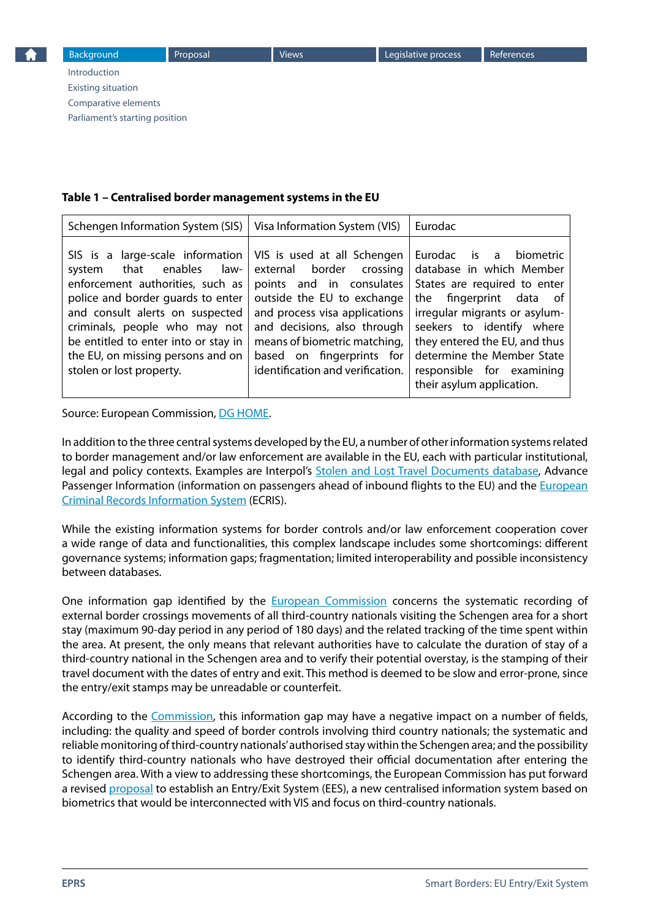**Table 1 – Centralised border management systems in the EU**

| Schengen Information System (SIS) | Visa Information System (VIS) | Eurodac |
|---|---|---|
| SIS is a large-scale information system that enables law-enforcement authorities, such as police and border guards to enter and consult alerts on suspected criminals, people who may not be entitled to enter into or stay in the EU, on missing persons and on stolen or lost property. | VIS is used at all Schengen external border crossing points and in consulates outside the EU to exchange and process visa applications and decisions, also through means of biometric matching, based on fingerprints for identification and verification. | Eurodac is a biometric database in which Member States are required to enter the fingerprint data of irregular migrants or asylum-seekers to identify where they entered the EU, and thus determine the Member State responsible for examining their asylum application. |

Source: European Commission, DG HOME.

In addition to the three central systems developed by the EU, a number of other information systems related to border management and/or law enforcement are available in the EU, each with particular institutional, legal and policy contexts. Examples are Interpol's Stolen and Lost Travel Documents database, Advance Passenger Information (information on passengers ahead of inbound flights to the EU) and the European Criminal Records Information System (ECRIS).

While the existing information systems for border controls and/or law enforcement cooperation cover a wide range of data and functionalities, this complex landscape includes some shortcomings: different governance systems; information gaps; fragmentation; limited interoperability and possible inconsistency between databases.

One information gap identified by the European Commission concerns the systematic recording of external border crossings movements of all third-country nationals visiting the Schengen area for a short stay (maximum 90-day period in any period of 180 days) and the related tracking of the time spent within the area. At present, the only means that relevant authorities have to calculate the duration of stay of a third-country national in the Schengen area and to verify their potential overstay, is the stamping of their travel document with the dates of entry and exit. This method is deemed to be slow and error-prone, since the entry/exit stamps may be unreadable or counterfeit.

According to the Commission, this information gap may have a negative impact on a number of fields, including: the quality and speed of border controls involving third country nationals; the systematic and reliable monitoring of third-country nationals' authorised stay within the Schengen area; and the possibility to identify third-country nationals who have destroyed their official documentation after entering the Schengen area. With a view to addressing these shortcomings, the European Commission has put forward a revised proposal to establish an Entry/Exit System (EES), a new centralised information system based on biometrics that would be interconnected with VIS and focus on third-country nationals.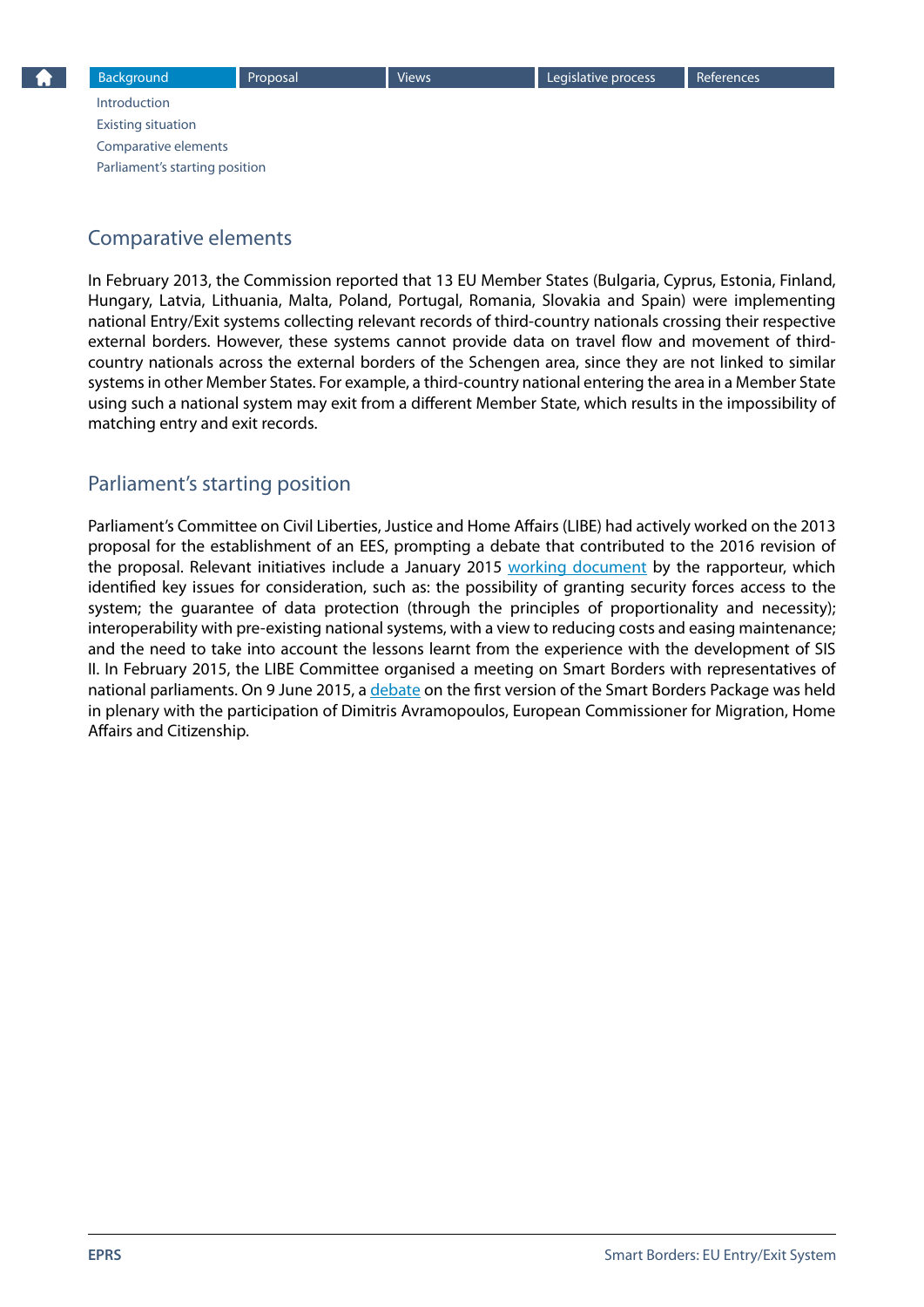## Comparative elements

In February 2013, the Commission reported that 13 EU Member States (Bulgaria, Cyprus, Estonia, Finland, Hungary, Latvia, Lithuania, Malta, Poland, Portugal, Romania, Slovakia and Spain) were implementing national Entry/Exit systems collecting relevant records of third-country nationals crossing their respective external borders. However, these systems cannot provide data on travel flow and movement of third-country nationals across the external borders of the Schengen area, since they are not linked to similar systems in other Member States. For example, a third-country national entering the area in a Member State using such a national system may exit from a different Member State, which results in the impossibility of matching entry and exit records.

## Parliament's starting position

Parliament's Committee on Civil Liberties, Justice and Home Affairs (LIBE) had actively worked on the 2013 proposal for the establishment of an EES, prompting a debate that contributed to the 2016 revision of the proposal. Relevant initiatives include a January 2015 working document by the rapporteur, which identified key issues for consideration, such as: the possibility of granting security forces access to the system; the guarantee of data protection (through the principles of proportionality and necessity); interoperability with pre-existing national systems, with a view to reducing costs and easing maintenance; and the need to take into account the lessons learnt from the experience with the development of SIS II. In February 2015, the LIBE Committee organised a meeting on Smart Borders with representatives of national parliaments. On 9 June 2015, a debate on the first version of the Smart Borders Package was held in plenary with the participation of Dimitris Avramopoulos, European Commissioner for Migration, Home Affairs and Citizenship.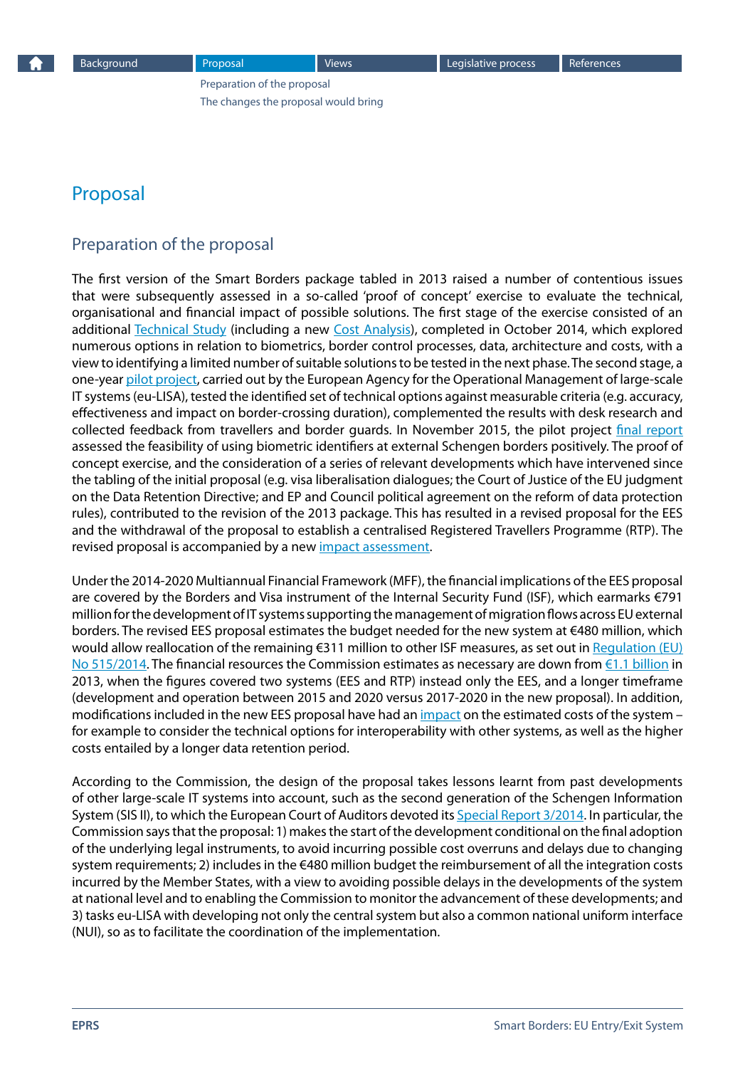# Proposal

## Preparation of the proposal

The first version of the Smart Borders package tabled in 2013 raised a number of contentious issues that were subsequently assessed in a so-called 'proof of concept' exercise to evaluate the technical, organisational and financial impact of possible solutions. The first stage of the exercise consisted of an additional Technical Study (including a new Cost Analysis), completed in October 2014, which explored numerous options in relation to biometrics, border control processes, data, architecture and costs, with a view to identifying a limited number of suitable solutions to be tested in the next phase. The second stage, a one-year pilot project, carried out by the European Agency for the Operational Management of large-scale IT systems (eu-LISA), tested the identified set of technical options against measurable criteria (e.g. accuracy, effectiveness and impact on border-crossing duration), complemented the results with desk research and collected feedback from travellers and border guards. In November 2015, the pilot project final report assessed the feasibility of using biometric identifiers at external Schengen borders positively. The proof of concept exercise, and the consideration of a series of relevant developments which have intervened since the tabling of the initial proposal (e.g. visa liberalisation dialogues; the Court of Justice of the EU judgment on the Data Retention Directive; and EP and Council political agreement on the reform of data protection rules), contributed to the revision of the 2013 package. This has resulted in a revised proposal for the EES and the withdrawal of the proposal to establish a centralised Registered Travellers Programme (RTP). The revised proposal is accompanied by a new impact assessment.

Under the 2014-2020 Multiannual Financial Framework (MFF), the financial implications of the EES proposal are covered by the Borders and Visa instrument of the Internal Security Fund (ISF), which earmarks €791 million for the development of IT systems supporting the management of migration flows across EU external borders. The revised EES proposal estimates the budget needed for the new system at €480 million, which would allow reallocation of the remaining €311 million to other ISF measures, as set out in Regulation (EU) No 515/2014. The financial resources the Commission estimates as necessary are down from €1.1 billion in 2013, when the figures covered two systems (EES and RTP) instead only the EES, and a longer timeframe (development and operation between 2015 and 2020 versus 2017-2020 in the new proposal). In addition, modifications included in the new EES proposal have had an impact on the estimated costs of the system – for example to consider the technical options for interoperability with other systems, as well as the higher costs entailed by a longer data retention period.

According to the Commission, the design of the proposal takes lessons learnt from past developments of other large-scale IT systems into account, such as the second generation of the Schengen Information System (SIS II), to which the European Court of Auditors devoted its Special Report 3/2014. In particular, the Commission says that the proposal: 1) makes the start of the development conditional on the final adoption of the underlying legal instruments, to avoid incurring possible cost overruns and delays due to changing system requirements; 2) includes in the €480 million budget the reimbursement of all the integration costs incurred by the Member States, with a view to avoiding possible delays in the developments of the system at national level and to enabling the Commission to monitor the advancement of these developments; and 3) tasks eu-LISA with developing not only the central system but also a common national uniform interface (NUI), so as to facilitate the coordination of the implementation.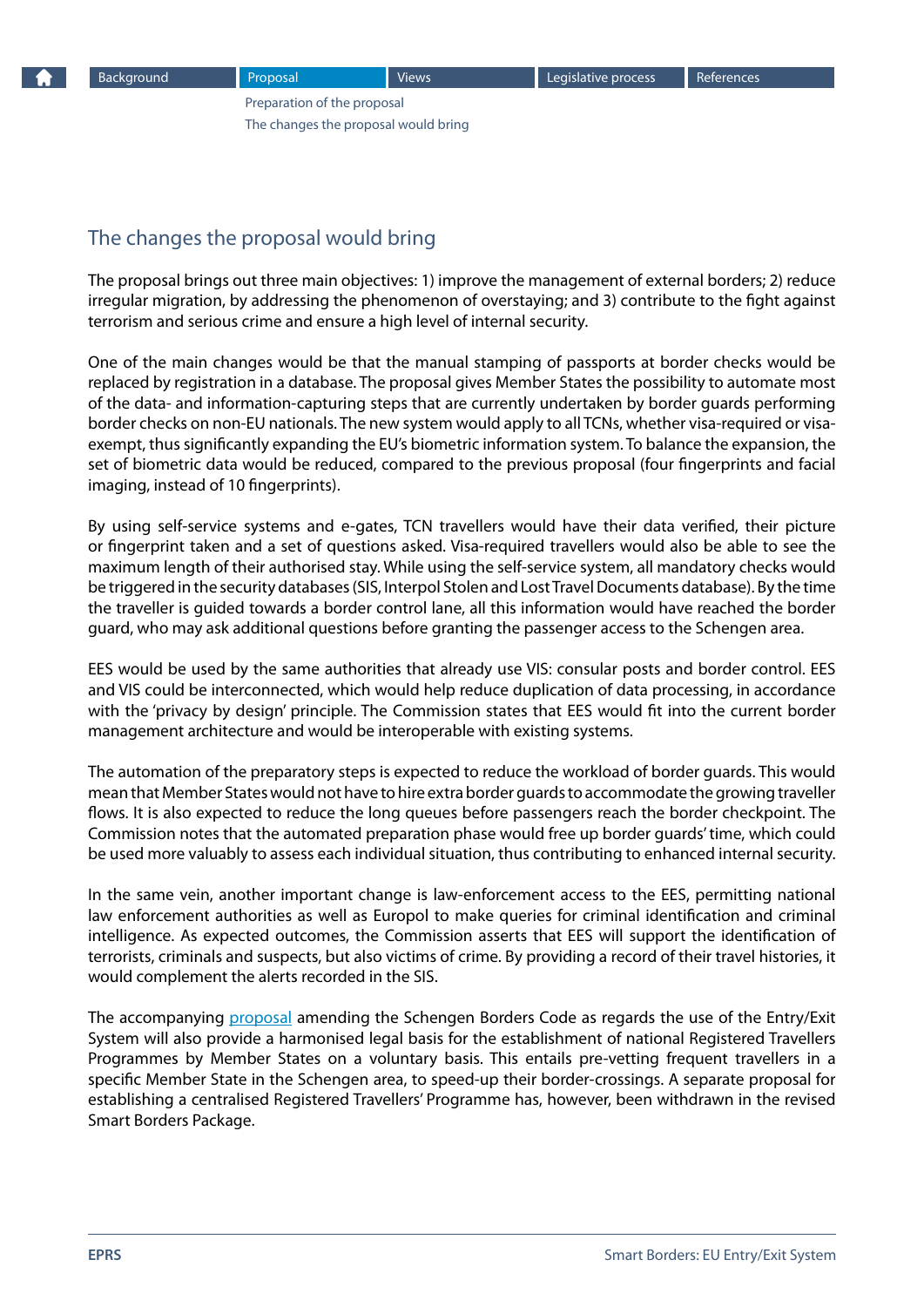## The changes the proposal would bring

The proposal brings out three main objectives: 1) improve the management of external borders; 2) reduce irregular migration, by addressing the phenomenon of overstaying; and 3) contribute to the fight against terrorism and serious crime and ensure a high level of internal security.

One of the main changes would be that the manual stamping of passports at border checks would be replaced by registration in a database. The proposal gives Member States the possibility to automate most of the data- and information-capturing steps that are currently undertaken by border guards performing border checks on non-EU nationals. The new system would apply to all TCNs, whether visa-required or visa-exempt, thus significantly expanding the EU's biometric information system. To balance the expansion, the set of biometric data would be reduced, compared to the previous proposal (four fingerprints and facial imaging, instead of 10 fingerprints).

By using self-service systems and e-gates, TCN travellers would have their data verified, their picture or fingerprint taken and a set of questions asked. Visa-required travellers would also be able to see the maximum length of their authorised stay. While using the self-service system, all mandatory checks would be triggered in the security databases (SIS, Interpol Stolen and Lost Travel Documents database). By the time the traveller is guided towards a border control lane, all this information would have reached the border guard, who may ask additional questions before granting the passenger access to the Schengen area.

EES would be used by the same authorities that already use VIS: consular posts and border control. EES and VIS could be interconnected, which would help reduce duplication of data processing, in accordance with the 'privacy by design' principle. The Commission states that EES would fit into the current border management architecture and would be interoperable with existing systems.

The automation of the preparatory steps is expected to reduce the workload of border guards. This would mean that Member States would not have to hire extra border guards to accommodate the growing traveller flows. It is also expected to reduce the long queues before passengers reach the border checkpoint. The Commission notes that the automated preparation phase would free up border guards' time, which could be used more valuably to assess each individual situation, thus contributing to enhanced internal security.

In the same vein, another important change is law-enforcement access to the EES, permitting national law enforcement authorities as well as Europol to make queries for criminal identification and criminal intelligence. As expected outcomes, the Commission asserts that EES will support the identification of terrorists, criminals and suspects, but also victims of crime. By providing a record of their travel histories, it would complement the alerts recorded in the SIS.

The accompanying proposal amending the Schengen Borders Code as regards the use of the Entry/Exit System will also provide a harmonised legal basis for the establishment of national Registered Travellers Programmes by Member States on a voluntary basis. This entails pre-vetting frequent travellers in a specific Member State in the Schengen area, to speed-up their border-crossings. A separate proposal for establishing a centralised Registered Travellers' Programme has, however, been withdrawn in the revised Smart Borders Package.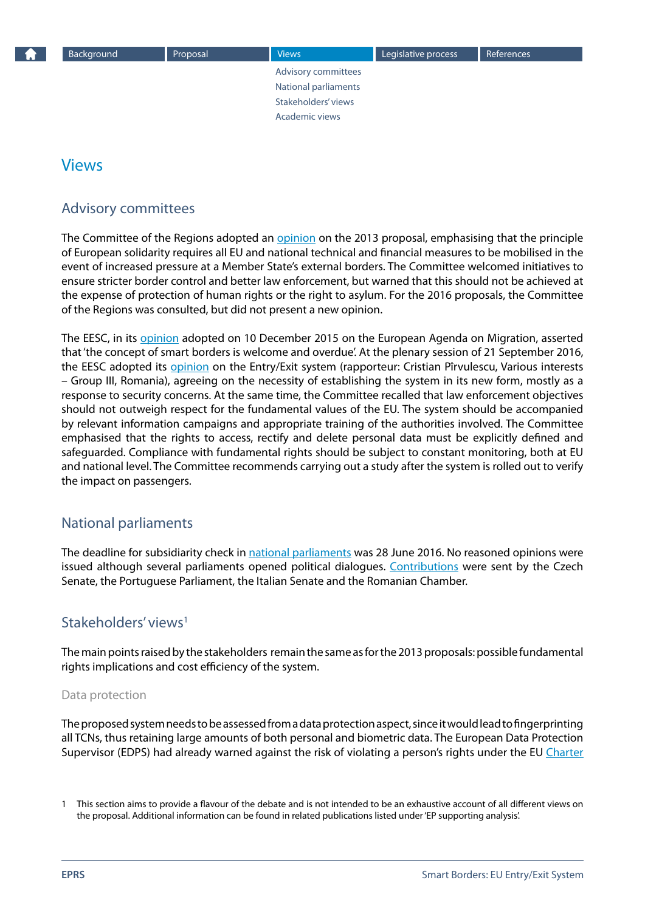# Views

## Advisory committees

The Committee of the Regions adopted an opinion on the 2013 proposal, emphasising that the principle of European solidarity requires all EU and national technical and financial measures to be mobilised in the event of increased pressure at a Member State's external borders. The Committee welcomed initiatives to ensure stricter border control and better law enforcement, but warned that this should not be achieved at the expense of protection of human rights or the right to asylum. For the 2016 proposals, the Committee of the Regions was consulted, but did not present a new opinion.

The EESC, in its opinion adopted on 10 December 2015 on the European Agenda on Migration, asserted that 'the concept of smart borders is welcome and overdue'. At the plenary session of 21 September 2016, the EESC adopted its opinion on the Entry/Exit system (rapporteur: Cristian Pîrvulescu, Various interests – Group III, Romania), agreeing on the necessity of establishing the system in its new form, mostly as a response to security concerns. At the same time, the Committee recalled that law enforcement objectives should not outweigh respect for the fundamental values of the EU. The system should be accompanied by relevant information campaigns and appropriate training of the authorities involved. The Committee emphasised that the rights to access, rectify and delete personal data must be explicitly defined and safeguarded. Compliance with fundamental rights should be subject to constant monitoring, both at EU and national level. The Committee recommends carrying out a study after the system is rolled out to verify the impact on passengers.

## National parliaments

The deadline for subsidiarity check in national parliaments was 28 June 2016. No reasoned opinions were issued although several parliaments opened political dialogues. Contributions were sent by the Czech Senate, the Portuguese Parliament, the Italian Senate and the Romanian Chamber.

## Stakeholders' views[1]

The main points raised by the stakeholders remain the same as for the 2013 proposals: possible fundamental rights implications and cost efficiency of the system.

### Data protection

The proposed system needs to be assessed from a data protection aspect, since it would lead to fingerprinting all TCNs, thus retaining large amounts of both personal and biometric data. The European Data Protection Supervisor (EDPS) had already warned against the risk of violating a person's rights under the EU Charter

1 This section aims to provide a flavour of the debate and is not intended to be an exhaustive account of all different views on the proposal. Additional information can be found in related publications listed under 'EP supporting analysis'.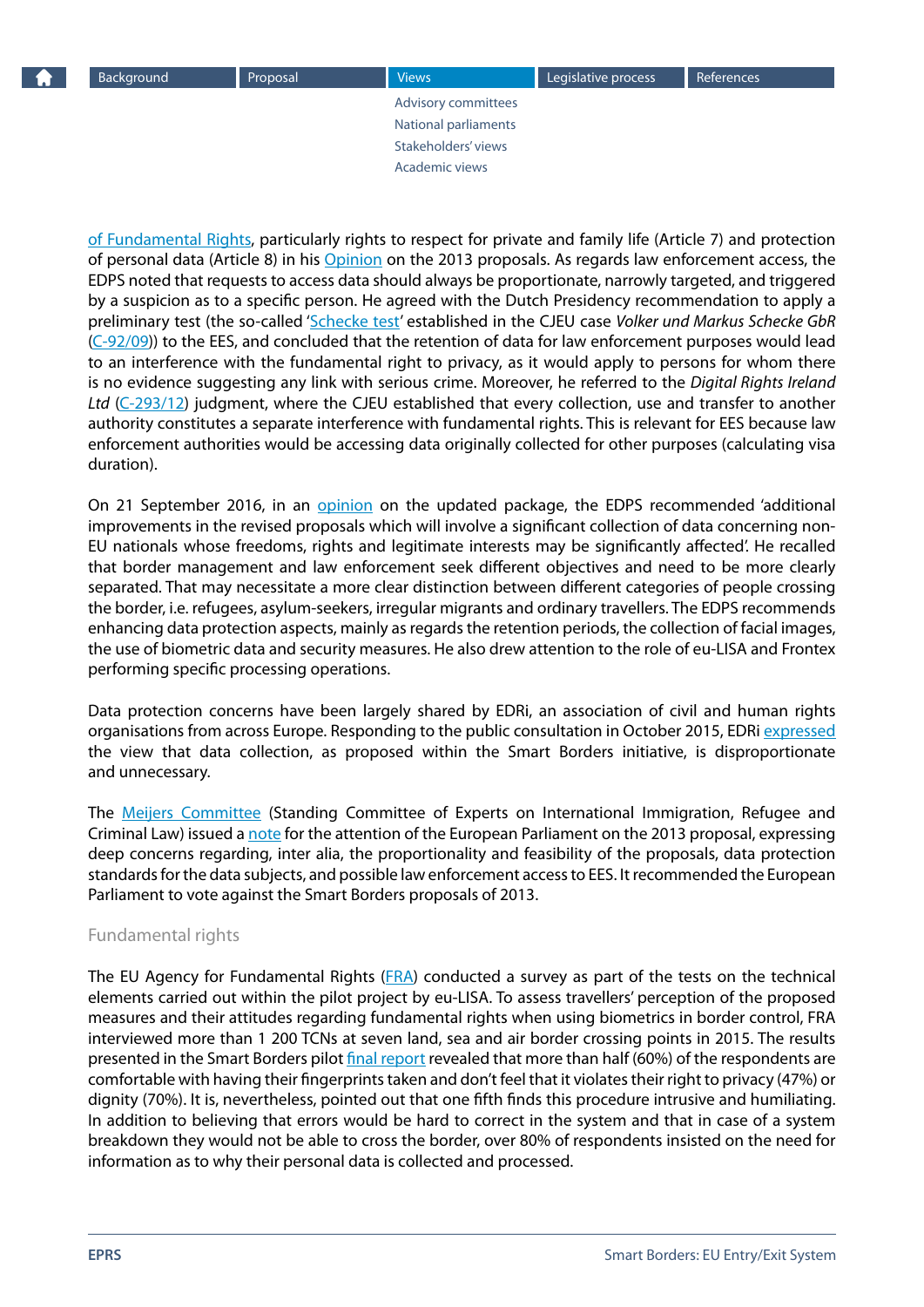of Fundamental Rights, particularly rights to respect for private and family life (Article 7) and protection of personal data (Article 8) in his Opinion on the 2013 proposals. As regards law enforcement access, the EDPS noted that requests to access data should always be proportionate, narrowly targeted, and triggered by a suspicion as to a specific person. He agreed with the Dutch Presidency recommendation to apply a preliminary test (the so-called 'Schecke test' established in the CJEU case *Volker und Markus Schecke GbR* (C-92/09)) to the EES, and concluded that the retention of data for law enforcement purposes would lead to an interference with the fundamental right to privacy, as it would apply to persons for whom there is no evidence suggesting any link with serious crime. Moreover, he referred to the *Digital Rights Ireland Ltd* (C-293/12) judgment, where the CJEU established that every collection, use and transfer to another authority constitutes a separate interference with fundamental rights. This is relevant for EES because law enforcement authorities would be accessing data originally collected for other purposes (calculating visa duration).

On 21 September 2016, in an opinion on the updated package, the EDPS recommended 'additional improvements in the revised proposals which will involve a significant collection of data concerning non-EU nationals whose freedoms, rights and legitimate interests may be significantly affected'. He recalled that border management and law enforcement seek different objectives and need to be more clearly separated. That may necessitate a more clear distinction between different categories of people crossing the border, i.e. refugees, asylum-seekers, irregular migrants and ordinary travellers. The EDPS recommends enhancing data protection aspects, mainly as regards the retention periods, the collection of facial images, the use of biometric data and security measures. He also drew attention to the role of eu-LISA and Frontex performing specific processing operations.

Data protection concerns have been largely shared by EDRi, an association of civil and human rights organisations from across Europe. Responding to the public consultation in October 2015, EDRi expressed the view that data collection, as proposed within the Smart Borders initiative, is disproportionate and unnecessary.

The Meijers Committee (Standing Committee of Experts on International Immigration, Refugee and Criminal Law) issued a note for the attention of the European Parliament on the 2013 proposal, expressing deep concerns regarding, inter alia, the proportionality and feasibility of the proposals, data protection standards for the data subjects, and possible law enforcement access to EES. It recommended the European Parliament to vote against the Smart Borders proposals of 2013.

### Fundamental rights

The EU Agency for Fundamental Rights (FRA) conducted a survey as part of the tests on the technical elements carried out within the pilot project by eu-LISA. To assess travellers' perception of the proposed measures and their attitudes regarding fundamental rights when using biometrics in border control, FRA interviewed more than 1 200 TCNs at seven land, sea and air border crossing points in 2015. The results presented in the Smart Borders pilot final report revealed that more than half (60%) of the respondents are comfortable with having their fingerprints taken and don't feel that it violates their right to privacy (47%) or dignity (70%). It is, nevertheless, pointed out that one fifth finds this procedure intrusive and humiliating. In addition to believing that errors would be hard to correct in the system and that in case of a system breakdown they would not be able to cross the border, over 80% of respondents insisted on the need for information as to why their personal data is collected and processed.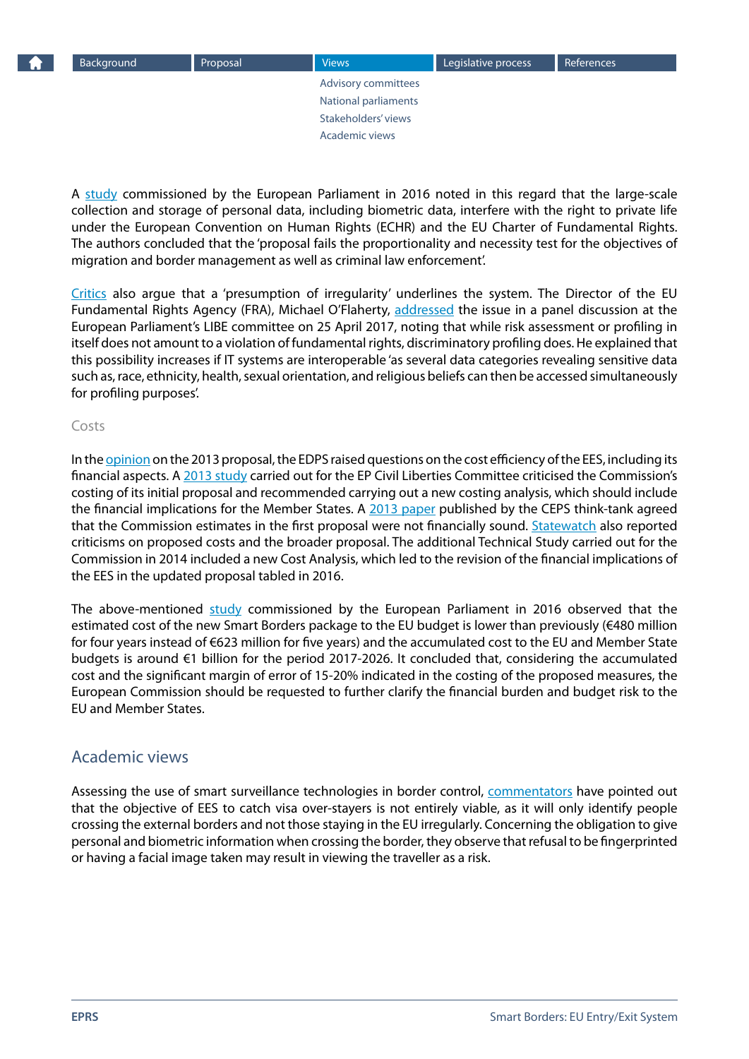A study commissioned by the European Parliament in 2016 noted in this regard that the large-scale collection and storage of personal data, including biometric data, interfere with the right to private life under the European Convention on Human Rights (ECHR) and the EU Charter of Fundamental Rights. The authors concluded that the 'proposal fails the proportionality and necessity test for the objectives of migration and border management as well as criminal law enforcement'.

Critics also argue that a 'presumption of irregularity' underlines the system. The Director of the EU Fundamental Rights Agency (FRA), Michael O'Flaherty, addressed the issue in a panel discussion at the European Parliament's LIBE committee on 25 April 2017, noting that while risk assessment or profiling in itself does not amount to a violation of fundamental rights, discriminatory profiling does. He explained that this possibility increases if IT systems are interoperable 'as several data categories revealing sensitive data such as, race, ethnicity, health, sexual orientation, and religious beliefs can then be accessed simultaneously for profiling purposes'.

### Costs

In the opinion on the 2013 proposal, the EDPS raised questions on the cost efficiency of the EES, including its financial aspects. A 2013 study carried out for the EP Civil Liberties Committee criticised the Commission's costing of its initial proposal and recommended carrying out a new costing analysis, which should include the financial implications for the Member States. A 2013 paper published by the CEPS think-tank agreed that the Commission estimates in the first proposal were not financially sound. Statewatch also reported criticisms on proposed costs and the broader proposal. The additional Technical Study carried out for the Commission in 2014 included a new Cost Analysis, which led to the revision of the financial implications of the EES in the updated proposal tabled in 2016.

The above-mentioned study commissioned by the European Parliament in 2016 observed that the estimated cost of the new Smart Borders package to the EU budget is lower than previously (€480 million for four years instead of €623 million for five years) and the accumulated cost to the EU and Member State budgets is around €1 billion for the period 2017-2026. It concluded that, considering the accumulated cost and the significant margin of error of 15-20% indicated in the costing of the proposed measures, the European Commission should be requested to further clarify the financial burden and budget risk to the EU and Member States.

## Academic views

Assessing the use of smart surveillance technologies in border control, commentators have pointed out that the objective of EES to catch visa over-stayers is not entirely viable, as it will only identify people crossing the external borders and not those staying in the EU irregularly. Concerning the obligation to give personal and biometric information when crossing the border, they observe that refusal to be fingerprinted or having a facial image taken may result in viewing the traveller as a risk.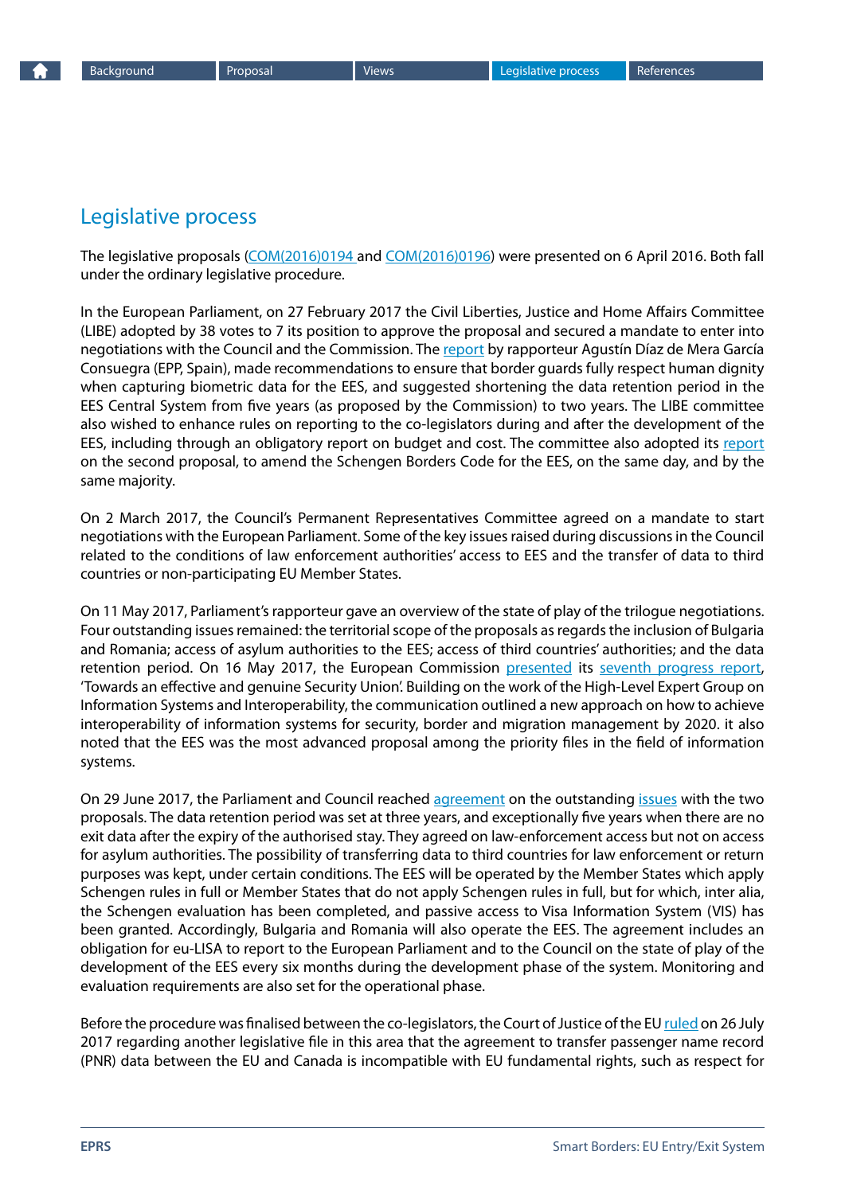## Legislative process

The legislative proposals (COM(2016)0194 and COM(2016)0196) were presented on 6 April 2016. Both fall under the ordinary legislative procedure.

In the European Parliament, on 27 February 2017 the Civil Liberties, Justice and Home Affairs Committee (LIBE) adopted by 38 votes to 7 its position to approve the proposal and secured a mandate to enter into negotiations with the Council and the Commission. The report by rapporteur Agustín Díaz de Mera García Consuegra (EPP, Spain), made recommendations to ensure that border guards fully respect human dignity when capturing biometric data for the EES, and suggested shortening the data retention period in the EES Central System from five years (as proposed by the Commission) to two years. The LIBE committee also wished to enhance rules on reporting to the co-legislators during and after the development of the EES, including through an obligatory report on budget and cost. The committee also adopted its report on the second proposal, to amend the Schengen Borders Code for the EES, on the same day, and by the same majority.

On 2 March 2017, the Council's Permanent Representatives Committee agreed on a mandate to start negotiations with the European Parliament. Some of the key issues raised during discussions in the Council related to the conditions of law enforcement authorities' access to EES and the transfer of data to third countries or non-participating EU Member States.

On 11 May 2017, Parliament's rapporteur gave an overview of the state of play of the trilogue negotiations. Four outstanding issues remained: the territorial scope of the proposals as regards the inclusion of Bulgaria and Romania; access of asylum authorities to the EES; access of third countries' authorities; and the data retention period. On 16 May 2017, the European Commission presented its seventh progress report, 'Towards an effective and genuine Security Union'. Building on the work of the High-Level Expert Group on Information Systems and Interoperability, the communication outlined a new approach on how to achieve interoperability of information systems for security, border and migration management by 2020. it also noted that the EES was the most advanced proposal among the priority files in the field of information systems.

On 29 June 2017, the Parliament and Council reached agreement on the outstanding issues with the two proposals. The data retention period was set at three years, and exceptionally five years when there are no exit data after the expiry of the authorised stay. They agreed on law-enforcement access but not on access for asylum authorities. The possibility of transferring data to third countries for law enforcement or return purposes was kept, under certain conditions. The EES will be operated by the Member States which apply Schengen rules in full or Member States that do not apply Schengen rules in full, but for which, inter alia, the Schengen evaluation has been completed, and passive access to Visa Information System (VIS) has been granted. Accordingly, Bulgaria and Romania will also operate the EES. The agreement includes an obligation for eu-LISA to report to the European Parliament and to the Council on the state of play of the development of the EES every six months during the development phase of the system. Monitoring and evaluation requirements are also set for the operational phase.

Before the procedure was finalised between the co-legislators, the Court of Justice of the EU ruled on 26 July 2017 regarding another legislative file in this area that the agreement to transfer passenger name record (PNR) data between the EU and Canada is incompatible with EU fundamental rights, such as respect for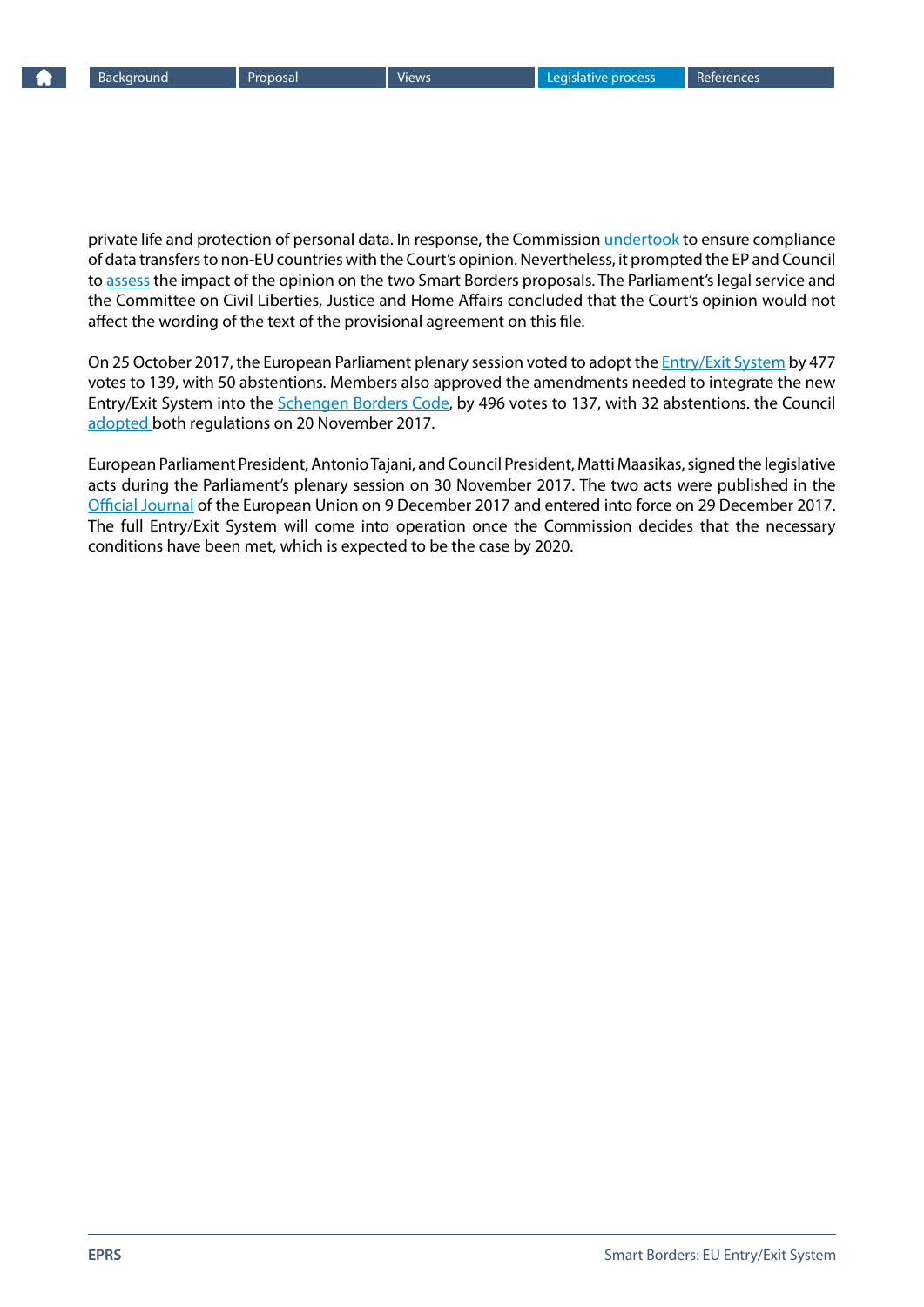private life and protection of personal data. In response, the Commission undertook to ensure compliance of data transfers to non-EU countries with the Court's opinion. Nevertheless, it prompted the EP and Council to assess the impact of the opinion on the two Smart Borders proposals. The Parliament's legal service and the Committee on Civil Liberties, Justice and Home Affairs concluded that the Court's opinion would not affect the wording of the text of the provisional agreement on this file.

On 25 October 2017, the European Parliament plenary session voted to adopt the Entry/Exit System by 477 votes to 139, with 50 abstentions. Members also approved the amendments needed to integrate the new Entry/Exit System into the Schengen Borders Code, by 496 votes to 137, with 32 abstentions. the Council adopted both regulations on 20 November 2017.

European Parliament President, Antonio Tajani, and Council President, Matti Maasikas, signed the legislative acts during the Parliament's plenary session on 30 November 2017. The two acts were published in the Official Journal of the European Union on 9 December 2017 and entered into force on 29 December 2017. The full Entry/Exit System will come into operation once the Commission decides that the necessary conditions have been met, which is expected to be the case by 2020.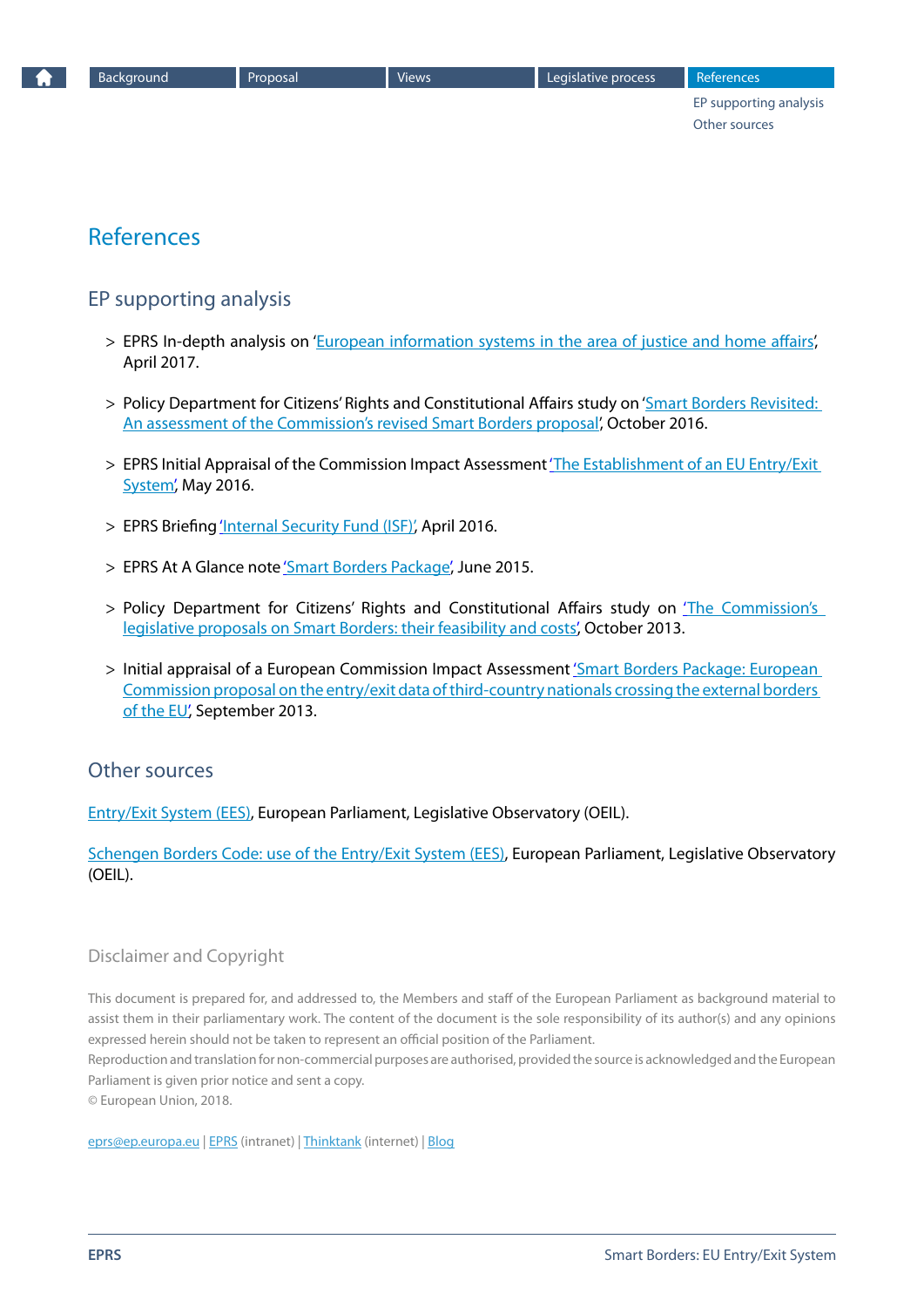# References

## EP supporting analysis

- EPRS In-depth analysis on 'European information systems in the area of justice and home affairs', April 2017.
- Policy Department for Citizens' Rights and Constitutional Affairs study on 'Smart Borders Revisited: An assessment of the Commission's revised Smart Borders proposal', October 2016.
- EPRS Initial Appraisal of the Commission Impact Assessment 'The Establishment of an EU Entry/Exit System', May 2016.
- EPRS Briefing 'Internal Security Fund (ISF)', April 2016.
- EPRS At A Glance note 'Smart Borders Package', June 2015.
- Policy Department for Citizens' Rights and Constitutional Affairs study on 'The Commission's legislative proposals on Smart Borders: their feasibility and costs', October 2013.
- Initial appraisal of a European Commission Impact Assessment 'Smart Borders Package: European Commission proposal on the entry/exit data of third-country nationals crossing the external borders of the EU', September 2013.

## Other sources

Entry/Exit System (EES), European Parliament, Legislative Observatory (OEIL).

Schengen Borders Code: use of the Entry/Exit System (EES), European Parliament, Legislative Observatory (OEIL).

### Disclaimer and Copyright

This document is prepared for, and addressed to, the Members and staff of the European Parliament as background material to assist them in their parliamentary work. The content of the document is the sole responsibility of its author(s) and any opinions expressed herein should not be taken to represent an official position of the Parliament.

Reproduction and translation for non-commercial purposes are authorised, provided the source is acknowledged and the European Parliament is given prior notice and sent a copy.

© European Union, 2018.

eprs@ep.europa.eu | EPRS (intranet) | Thinktank (internet) | Blog